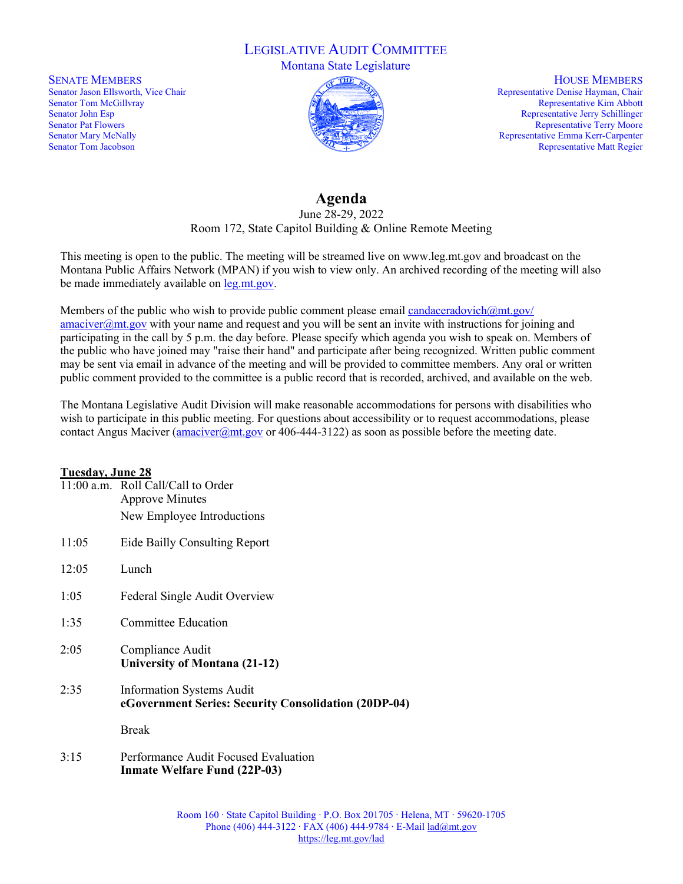# Legislative Audit Committee

Montana State Legislature

**Senate Members**

Senator Jason Ellsworth, Vice Chair
Senator Tom McGillvray
Senator John Esp
Senator Pat Flowers
Senator Mary McNally
Senator Tom Jacobson

**House Members**

Representative Denise Hayman, Chair
Representative Kim Abbott
Representative Jerry Schillinger
Representative Terry Moore
Representative Emma Kerr-Carpenter
Representative Matt Regier

## Agenda

June 28-29, 2022
Room 172, State Capitol Building & Online Remote Meeting

This meeting is open to the public. The meeting will be streamed live on www.leg.mt.gov and broadcast on the Montana Public Affairs Network (MPAN) if you wish to view only. An archived recording of the meeting will also be made immediately available on leg.mt.gov.

Members of the public who wish to provide public comment please email candaceradovich@mt.gov/ amaciver@mt.gov with your name and request and you will be sent an invite with instructions for joining and participating in the call by 5 p.m. the day before. Please specify which agenda you wish to speak on. Members of the public who have joined may "raise their hand" and participate after being recognized. Written public comment may be sent via email in advance of the meeting and will be provided to committee members. Any oral or written public comment provided to the committee is a public record that is recorded, archived, and available on the web.

The Montana Legislative Audit Division will make reasonable accommodations for persons with disabilities who wish to participate in this public meeting. For questions about accessibility or to request accommodations, please contact Angus Maciver (amaciver@mt.gov or 406-444-3122) as soon as possible before the meeting date.

**Tuesday, June 28**

| | |
|---|---|
| 11:00 a.m. | Roll Call/Call to Order<br>Approve Minutes<br>New Employee Introductions |
| 11:05 | Eide Bailly Consulting Report |
| 12:05 | Lunch |
| 1:05 | Federal Single Audit Overview |
| 1:35 | Committee Education |
| 2:05 | Compliance Audit<br>**University of Montana (21-12)** |
| 2:35 | Information Systems Audit<br>**eGovernment Series: Security Consolidation (20DP-04)** |
| | Break |
| 3:15 | Performance Audit Focused Evaluation<br>**Inmate Welfare Fund (22P-03)** |

Room 160 · State Capitol Building · P.O. Box 201705 · Helena, MT · 59620-1705
Phone (406) 444-3122 · FAX (406) 444-9784 · E-Mail lad@mt.gov
https://leg.mt.gov/lad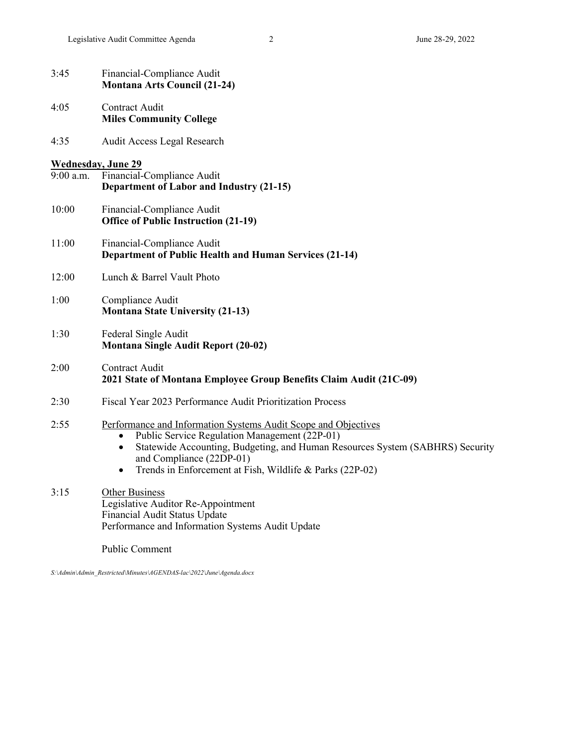3:45 Financial-Compliance Audit
**Montana Arts Council (21-24)**

4:05 Contract Audit
**Miles Community College**

4:35 Audit Access Legal Research

**Wednesday, June 29**

9:00 a.m. Financial-Compliance Audit
**Department of Labor and Industry (21-15)**

10:00 Financial-Compliance Audit
**Office of Public Instruction (21-19)**

11:00 Financial-Compliance Audit
**Department of Public Health and Human Services (21-14)**

12:00 Lunch & Barrel Vault Photo

1:00 Compliance Audit
**Montana State University (21-13)**

1:30 Federal Single Audit
**Montana Single Audit Report (20-02)**

2:00 Contract Audit
**2021 State of Montana Employee Group Benefits Claim Audit (21C-09)**

2:30 Fiscal Year 2023 Performance Audit Prioritization Process

2:55 Performance and Information Systems Audit Scope and Objectives
- Public Service Regulation Management (22P-01)
- Statewide Accounting, Budgeting, and Human Resources System (SABHRS) Security and Compliance (22DP-01)
- Trends in Enforcement at Fish, Wildlife & Parks (22P-02)

3:15 Other Business
Legislative Auditor Re-Appointment
Financial Audit Status Update
Performance and Information Systems Audit Update

Public Comment

*S:\Admin\Admin_Restricted\Minutes\AGENDAS-lac\2022\June\Agenda.docx*